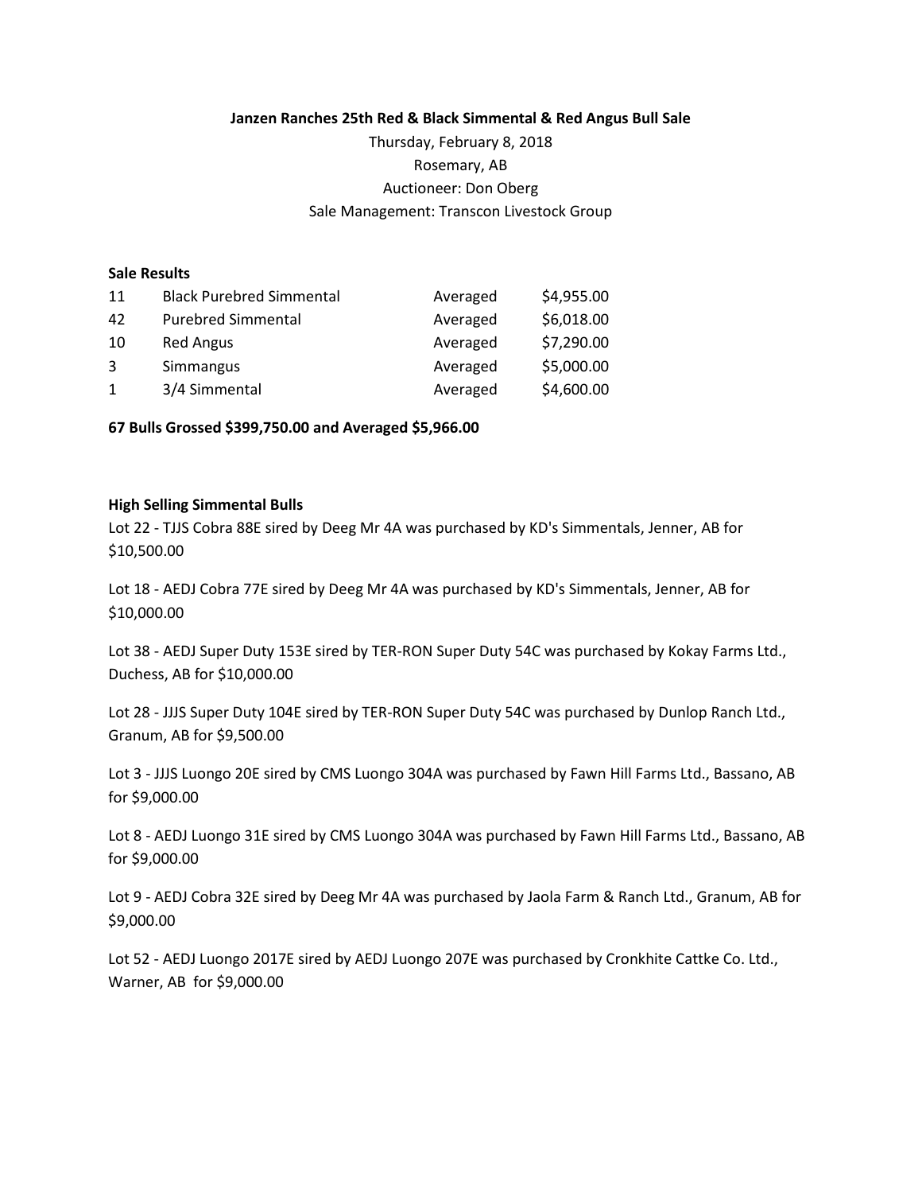**Janzen Ranches 25th Red & Black Simmental & Red Angus Bull Sale**

Thursday, February 8, 2018

Rosemary, AB

Auctioneer: Don Oberg

Sale Management: Transcon Livestock Group

**Sale Results**

| | | | |
|---|---|---|---|
| 11 | Black Purebred Simmental | Averaged | $4,955.00 |
| 42 | Purebred Simmental | Averaged | $6,018.00 |
| 10 | Red Angus | Averaged | $7,290.00 |
| 3 | Simmangus | Averaged | $5,000.00 |
| 1 | 3/4 Simmental | Averaged | $4,600.00 |

**67 Bulls Grossed $399,750.00 and Averaged $5,966.00**

**High Selling Simmental Bulls**

Lot 22 - TJJS Cobra 88E sired by Deeg Mr 4A was purchased by KD's Simmentals, Jenner, AB for $10,500.00

Lot 18 - AEDJ Cobra 77E sired by Deeg Mr 4A was purchased by KD's Simmentals, Jenner, AB for $10,000.00

Lot 38 - AEDJ Super Duty 153E sired by TER-RON Super Duty 54C was purchased by Kokay Farms Ltd., Duchess, AB for $10,000.00

Lot 28 - JJJS Super Duty 104E sired by TER-RON Super Duty 54C was purchased by Dunlop Ranch Ltd., Granum, AB for $9,500.00

Lot 3 - JJJS Luongo 20E sired by CMS Luongo 304A was purchased by Fawn Hill Farms Ltd., Bassano, AB for $9,000.00

Lot 8 - AEDJ Luongo 31E sired by CMS Luongo 304A was purchased by Fawn Hill Farms Ltd., Bassano, AB for $9,000.00

Lot 9 - AEDJ Cobra 32E sired by Deeg Mr 4A was purchased by Jaola Farm & Ranch Ltd., Granum, AB for $9,000.00

Lot 52 - AEDJ Luongo 2017E sired by AEDJ Luongo 207E was purchased by Cronkhite Cattke Co. Ltd., Warner, AB for $9,000.00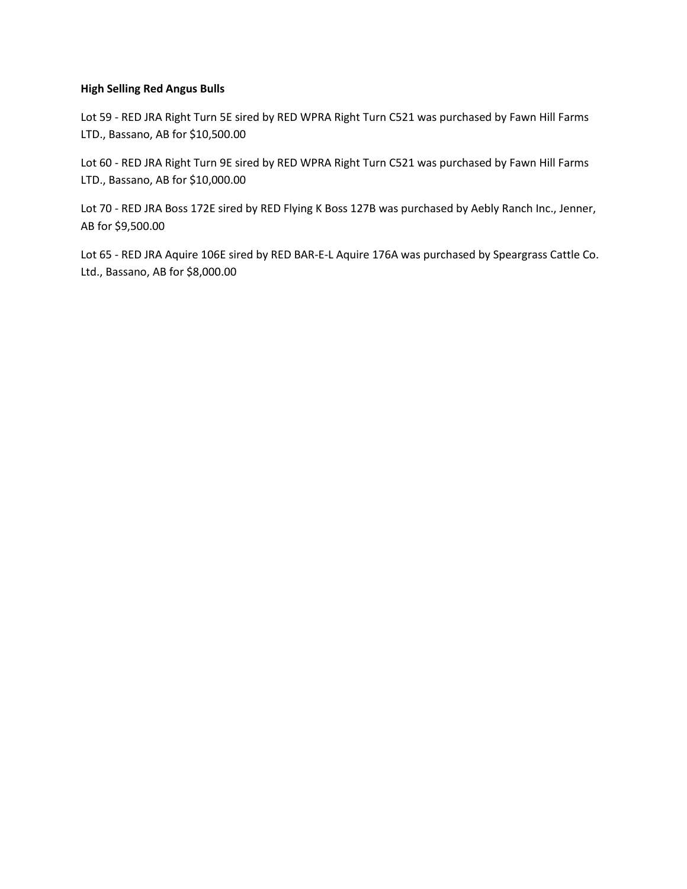**High Selling Red Angus Bulls**

Lot 59 - RED JRA Right Turn 5E sired by RED WPRA Right Turn C521 was purchased by Fawn Hill Farms LTD., Bassano, AB for $10,500.00

Lot 60 - RED JRA Right Turn 9E sired by RED WPRA Right Turn C521 was purchased by Fawn Hill Farms LTD., Bassano, AB for $10,000.00

Lot 70 - RED JRA Boss 172E sired by RED Flying K Boss 127B was purchased by Aebly Ranch Inc., Jenner, AB for $9,500.00

Lot 65 - RED JRA Aquire 106E sired by RED BAR-E-L Aquire 176A was purchased by Speargrass Cattle Co. Ltd., Bassano, AB for $8,000.00